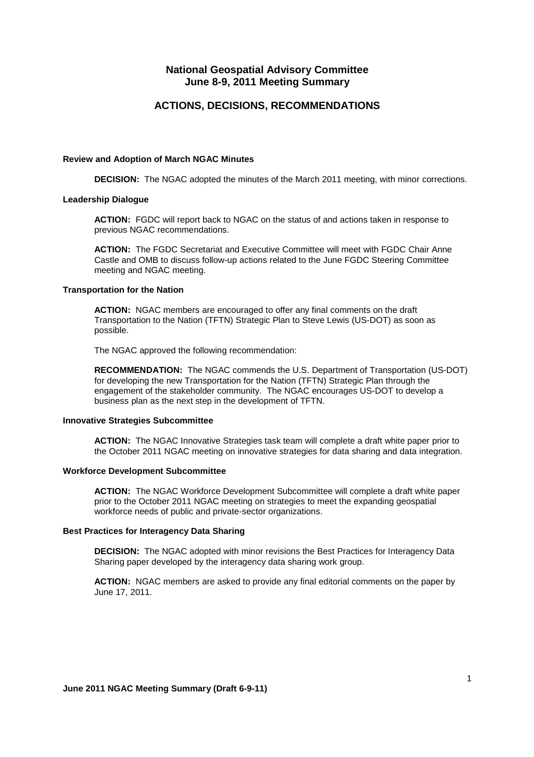# National Geospatial Advisory Committee
# June 8-9, 2011 Meeting Summary

## ACTIONS, DECISIONS, RECOMMENDATIONS

### Review and Adoption of March NGAC Minutes

**DECISION:** The NGAC adopted the minutes of the March 2011 meeting, with minor corrections.

### Leadership Dialogue

**ACTION:** FGDC will report back to NGAC on the status of and actions taken in response to previous NGAC recommendations.

**ACTION:** The FGDC Secretariat and Executive Committee will meet with FGDC Chair Anne Castle and OMB to discuss follow-up actions related to the June FGDC Steering Committee meeting and NGAC meeting.

### Transportation for the Nation

**ACTION:** NGAC members are encouraged to offer any final comments on the draft Transportation to the Nation (TFTN) Strategic Plan to Steve Lewis (US-DOT) as soon as possible.

The NGAC approved the following recommendation:

**RECOMMENDATION:** The NGAC commends the U.S. Department of Transportation (US-DOT) for developing the new Transportation for the Nation (TFTN) Strategic Plan through the engagement of the stakeholder community. The NGAC encourages US-DOT to develop a business plan as the next step in the development of TFTN.

### Innovative Strategies Subcommittee

**ACTION:** The NGAC Innovative Strategies task team will complete a draft white paper prior to the October 2011 NGAC meeting on innovative strategies for data sharing and data integration.

### Workforce Development Subcommittee

**ACTION:** The NGAC Workforce Development Subcommittee will complete a draft white paper prior to the October 2011 NGAC meeting on strategies to meet the expanding geospatial workforce needs of public and private-sector organizations.

### Best Practices for Interagency Data Sharing

**DECISION:** The NGAC adopted with minor revisions the Best Practices for Interagency Data Sharing paper developed by the interagency data sharing work group.

**ACTION:** NGAC members are asked to provide any final editorial comments on the paper by June 17, 2011.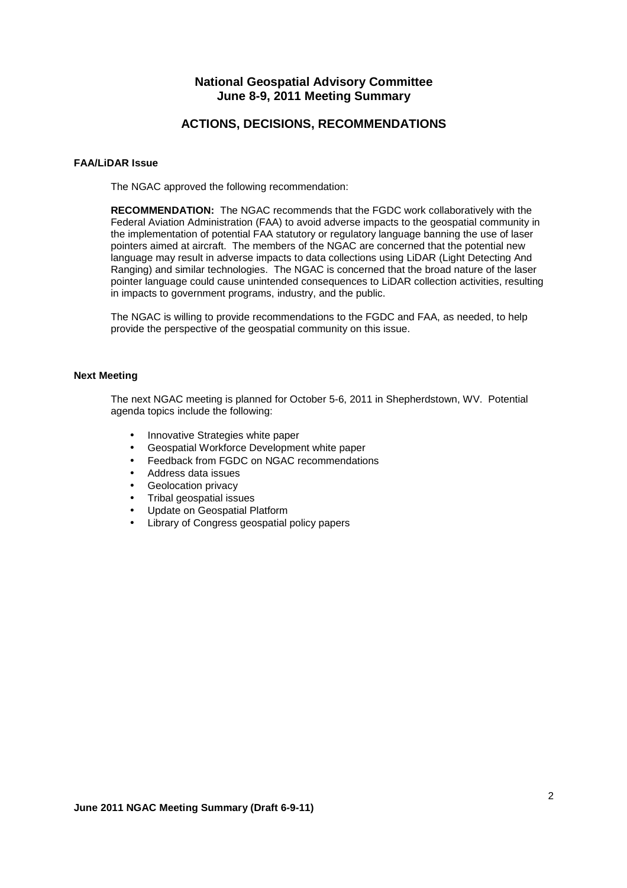# National Geospatial Advisory Committee
# June 8-9, 2011 Meeting Summary

## ACTIONS, DECISIONS, RECOMMENDATIONS

### FAA/LiDAR Issue

The NGAC approved the following recommendation:

**RECOMMENDATION:** The NGAC recommends that the FGDC work collaboratively with the Federal Aviation Administration (FAA) to avoid adverse impacts to the geospatial community in the implementation of potential FAA statutory or regulatory language banning the use of laser pointers aimed at aircraft. The members of the NGAC are concerned that the potential new language may result in adverse impacts to data collections using LiDAR (Light Detecting And Ranging) and similar technologies. The NGAC is concerned that the broad nature of the laser pointer language could cause unintended consequences to LiDAR collection activities, resulting in impacts to government programs, industry, and the public.

The NGAC is willing to provide recommendations to the FGDC and FAA, as needed, to help provide the perspective of the geospatial community on this issue.

### Next Meeting

The next NGAC meeting is planned for October 5-6, 2011 in Shepherdstown, WV. Potential agenda topics include the following:

- Innovative Strategies white paper
- Geospatial Workforce Development white paper
- Feedback from FGDC on NGAC recommendations
- Address data issues
- Geolocation privacy
- Tribal geospatial issues
- Update on Geospatial Platform
- Library of Congress geospatial policy papers